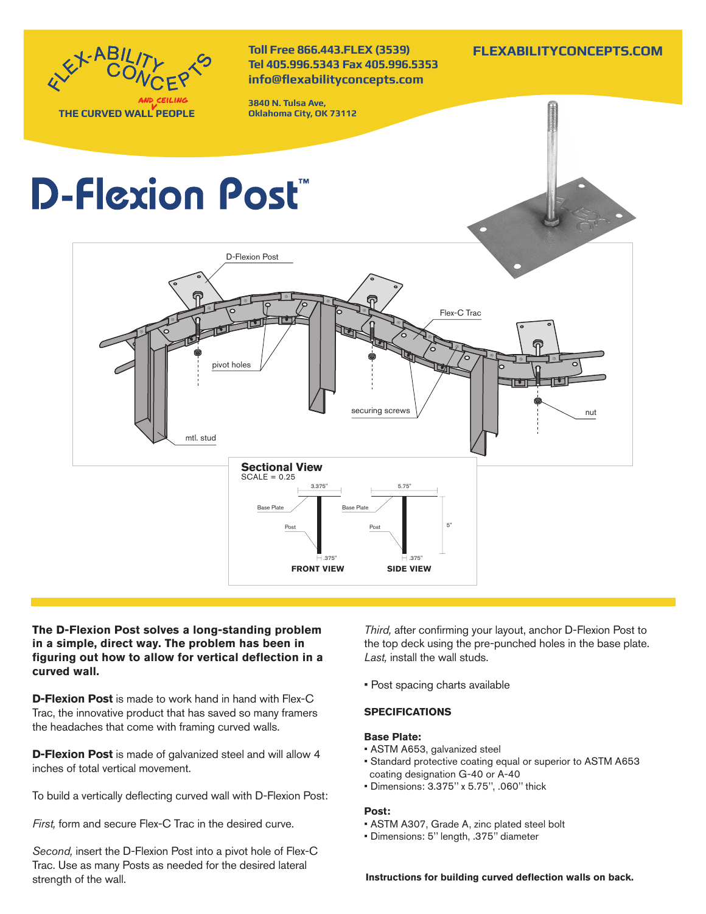FLEX-ABILITY CONCEPTS AND CEILING
THE CURVED WALL PEOPLE

Toll Free 866.443.FLEX (3539)
Tel 405.996.5343 Fax 405.996.5353
info@flexabilityconcepts.com

3840 N. Tulsa Ave,
Oklahoma City, OK 73112

FLEXABILITYCONCEPTS.COM

# D-Flexion Post™

D-Flexion Post

Flex-C Trac

pivot holes

securing screws

nut

mtl. stud

**Sectional View**
SCALE = 0.25

3.375" 5.75"

Base Plate Base Plate

Post Post

5"

.375" .375"

**FRONT VIEW** **SIDE VIEW**

**The D-Flexion Post solves a long-standing problem in a simple, direct way. The problem has been in figuring out how to allow for vertical deflection in a curved wall.**

**D-Flexion Post** is made to work hand in hand with Flex-C Trac, the innovative product that has saved so many framers the headaches that come with framing curved walls.

**D-Flexion Post** is made of galvanized steel and will allow 4 inches of total vertical movement.

To build a vertically deflecting curved wall with D-Flexion Post:

*First,* form and secure Flex-C Trac in the desired curve.

*Second,* insert the D-Flexion Post into a pivot hole of Flex-C Trac. Use as many Posts as needed for the desired lateral strength of the wall.

*Third,* after confirming your layout, anchor D-Flexion Post to the top deck using the pre-punched holes in the base plate. *Last,* install the wall studs.

- Post spacing charts available

### SPECIFICATIONS

**Base Plate:**

- ASTM A653, galvanized steel
- Standard protective coating equal or superior to ASTM A653 coating designation G-40 or A-40
- Dimensions: 3.375'' x 5.75'', .060'' thick

**Post:**

- ASTM A307, Grade A, zinc plated steel bolt
- Dimensions: 5'' length, .375'' diameter

**Instructions for building curved deflection walls on back.**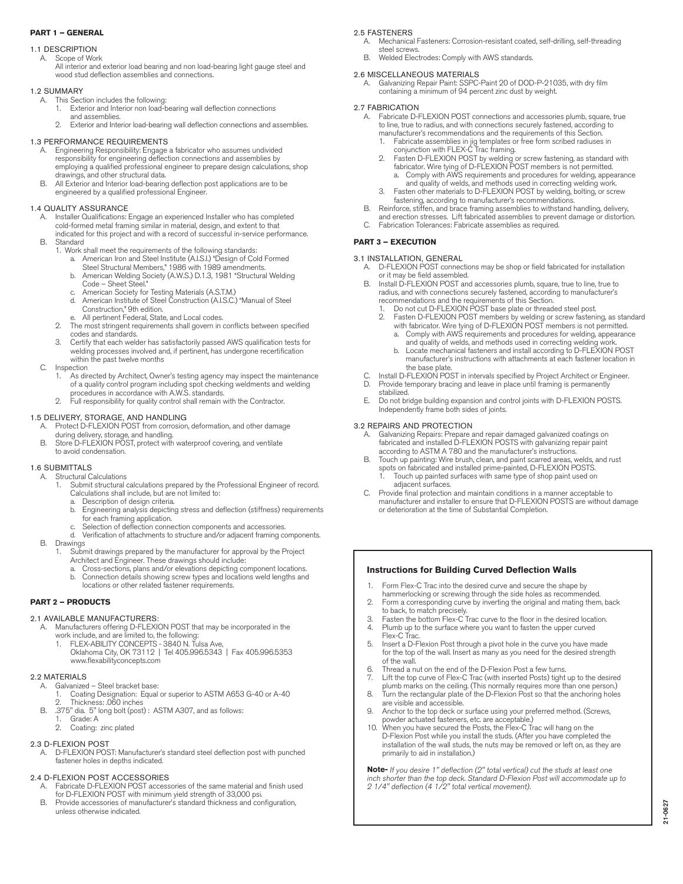## PART 1 – GENERAL

### 1.1 DESCRIPTION

A. Scope of Work

All interior and exterior load bearing and non load-bearing light gauge steel and wood stud deflection assemblies and connections.

### 1.2 SUMMARY

A. This Section includes the following:
   1. Exterior and Interior non load-bearing wall deflection connections and assemblies.
   2. Exterior and Interior load-bearing wall deflection connections and assemblies.

### 1.3 PERFORMANCE REQUIREMENTS

A. Engineering Responsibility: Engage a fabricator who assumes undivided responsibility for engineering deflection connections and assemblies by employing a qualified professional engineer to prepare design calculations, shop drawings, and other structural data.

B. All Exterior and Interior load-bearing deflection post applications are to be engineered by a qualified professional Engineer.

### 1.4 QUALITY ASSURANCE

A. Installer Qualifications: Engage an experienced Installer who has completed cold-formed metal framing similar in material, design, and extent to that indicated for this project and with a record of successful in-service performance.

B. Standard
   1. Work shall meet the requirements of the following standards:
      a. American Iron and Steel Institute (A.I.S.I.) "Design of Cold Formed Steel Structural Members," 1986 with 1989 amendments.
      b. American Welding Society (A.W.S.) D.1.3, 1981 "Structural Welding Code – Sheet Steel."
      c. American Society for Testing Materials (A.S.T.M.)
      d. American Institute of Steel Construction (A.I.S.C.) "Manual of Steel Construction," 9th edition.
      e. All pertinent Federal, State, and Local codes.
   2. The most stringent requirements shall govern in conflicts between specified codes and standards.
   3. Certify that each welder has satisfactorily passed AWS qualification tests for welding processes involved and, if pertinent, has undergone recertification within the past twelve months

C. Inspection
   1. As directed by Architect, Owner's testing agency may inspect the maintenance of a quality control program including spot checking weldments and welding procedures in accordance with A.W.S. standards.
   2. Full responsibility for quality control shall remain with the Contractor.

### 1.5 DELIVERY, STORAGE, AND HANDLING

A. Protect D-FLEXION POST from corrosion, deformation, and other damage during delivery, storage, and handling.

B. Store D-FLEXION POST, protect with waterproof covering, and ventilate to avoid condensation.

### 1.6 SUBMITTALS

A. Structural Calculations
   1. Submit structural calculations prepared by the Professional Engineer of record. Calculations shall include, but are not limited to:
      a. Description of design criteria.
      b. Engineering analysis depicting stress and deflection (stiffness) requirements for each framing application.
      c. Selection of deflection connection components and accessories.
      d. Verification of attachments to structure and/or adjacent framing components.

B. Drawings
   1. Submit drawings prepared by the manufacturer for approval by the Project Architect and Engineer. These drawings should include:
      a. Cross-sections, plans and/or elevations depicting component locations.
      b. Connection details showing screw types and locations weld lengths and locations or other related fastener requirements.

## PART 2 – PRODUCTS

### 2.1 AVAILABLE MANUFACTURERS:

A. Manufacturers offering D-FLEXION POST that may be incorporated in the work include, and are limited to, the following:
   1. FLEX-ABILITY CONCEPTS - 3840 N. Tulsa Ave, Oklahoma City, OK 73112 | Tel 405.996.5343 | Fax 405.996.5353 www.flexabilityconcepts.com

### 2.2 MATERIALS

A. Galvanized – Steel bracket base:
   1. Coating Designation: Equal or superior to ASTM A653 G-40 or A-40
   2. Thickness: .060 inches

B. .375" dia. 5" long bolt (post) : ASTM A307, and as follows:
   1. Grade: A
   2. Coating: zinc plated

### 2.3 D-FLEXION POST

A. D-FLEXION POST: Manufacturer's standard steel deflection post with punched fastener holes in depths indicated.

### 2.4 D-FLEXION POST ACCESSORIES

A. Fabricate D-FLEXION POST accessories of the same material and finish used for D-FLEXION POST with minimum yield strength of 33,000 psi.

B. Provide accessories of manufacturer's standard thickness and configuration, unless otherwise indicated.

### 2.5 FASTENERS

A. Mechanical Fasteners: Corrosion-resistant coated, self-drilling, self-threading steel screws.

B. Welded Electrodes: Comply with AWS standards.

### 2.6 MISCELLANEOUS MATERIALS

A. Galvanizing Repair Paint: SSPC-Paint 20 of DOD-P-21035, with dry film containing a minimum of 94 percent zinc dust by weight.

### 2.7 FABRICATION

A. Fabricate D-FLEXION POST connections and accessories plumb, square, true to line, true to radius, and with connections securely fastened, according to manufacturer's recommendations and the requirements of this Section.
   1. Fabricate assemblies in jig templates or free form scribed radiuses in conjunction with FLEX-C Trac framing.
   2. Fasten D-FLEXION POST by welding or screw fastening, as standard with fabricator. Wire tying of D-FLEXION POST members is not permitted.
      a. Comply with AWS requirements and procedures for welding, appearance and quality of welds, and methods used in correcting welding work.
   3. Fasten other materials to D-FLEXION POST by welding, bolting, or screw fastening, according to manufacturer's recommendations.

B. Reinforce, stiffen, and brace framing assemblies to withstand handling, delivery, and erection stresses. Lift fabricated assemblies to prevent damage or distortion.

C. Fabrication Tolerances: Fabricate assemblies as required.

## PART 3 – EXECUTION

### 3.1 INSTALLATION, GENERAL

A. D-FLEXION POST connections may be shop or field fabricated for installation or it may be field assembled.

B. Install D-FLEXION POST and accessories plumb, square, true to line, true to radius, and with connections securely fastened, according to manufacturer's recommendations and the requirements of this Section.
   1. Do not cut D-FLEXION POST base plate or threaded steel post.
   2. Fasten D-FLEXION POST members by welding or screw fastening, as standard with fabricator. Wire tying of D-FLEXION POST members is not permitted.
      a. Comply with AWS requirements and procedures for welding, appearance and quality of welds, and methods used in correcting welding work.
      b. Locate mechanical fasteners and install according to D-FLEXION POST manufacturer's instructions with attachments at each fastener location in the base plate.

C. Install D-FLEXION POST in intervals specified by Project Architect or Engineer.

D. Provide temporary bracing and leave in place until framing is permanently stabilized.

E. Do not bridge building expansion and control joints with D-FLEXION POSTS. Independently frame both sides of joints.

### 3.2 REPAIRS AND PROTECTION

A. Galvanizing Repairs: Prepare and repair damaged galvanized coatings on fabricated and installed D-FLEXION POSTS with galvanizing repair paint according to ASTM A 780 and the manufacturer's instructions.

B. Touch up painting: Wire brush, clean, and paint scarred areas, welds, and rust spots on fabricated and installed prime-painted, D-FLEXION POSTS.
   1. Touch up painted surfaces with same type of shop paint used on adjacent surfaces.

C. Provide final protection and maintain conditions in a manner acceptable to manufacturer and installer to ensure that D-FLEXION POSTS are without damage or deterioration at the time of Substantial Completion.

### Instructions for Building Curved Deflection Walls

1. Form Flex-C Trac into the desired curve and secure the shape by hammerlocking or screwing through the side holes as recommended.
2. Form a corresponding curve by inverting the original and mating them, back to back, to match precisely.
3. Fasten the bottom Flex-C Trac curve to the floor in the desired location.
4. Plumb up to the surface where you want to fasten the upper curved Flex-C Trac.
5. Insert a D-Flexion Post through a pivot hole in the curve you have made for the top of the wall. Insert as many as you need for the desired strength of the wall.
6. Thread a nut on the end of the D-Flexion Post a few turns.
7. Lift the top curve of Flex-C Trac (with inserted Posts) tight up to the desired plumb marks on the ceiling. (This normally requires more than one person.)
8. Turn the rectangular plate of the D-Flexion Post so that the anchoring holes are visible and accessible.
9. Anchor to the top deck or surface using your preferred method. (Screws, powder actuated fasteners, etc. are acceptable.)
10. When you have secured the Posts, the Flex-C Trac will hang on the D-Flexion Post while you install the studs. (After you have completed the installation of the wall studs, the nuts may be removed or left on, as they are primarily to aid in installation.)

**Note-** *If you desire 1" deflection (2" total vertical) cut the studs at least one inch shorter than the top deck. Standard D-Flexion Post will accommodate up to 2 1/4" deflection (4 1/2" total vertical movement).*

21-0627